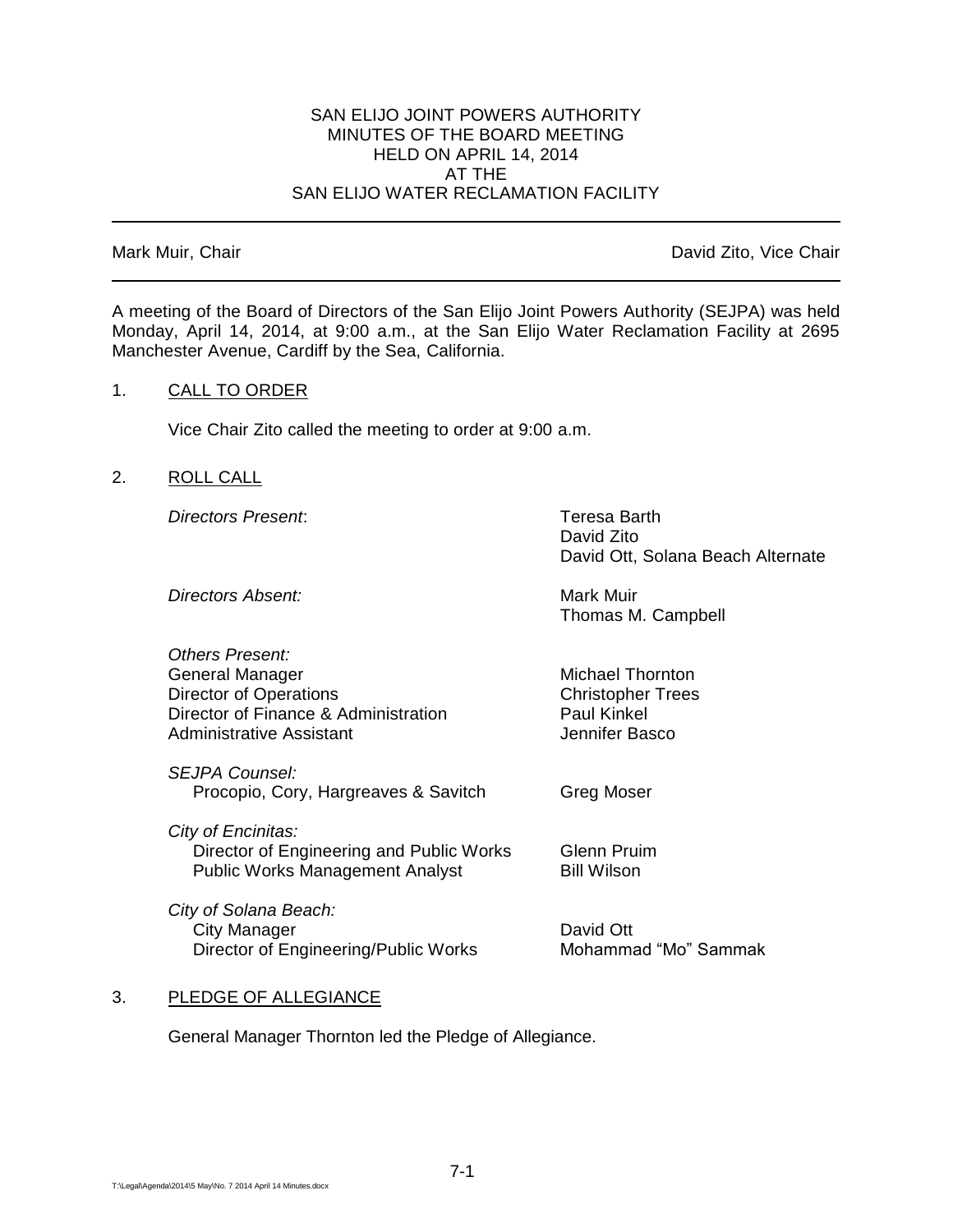SAN ELIJO JOINT POWERS AUTHORITY
MINUTES OF THE BOARD MEETING
HELD ON APRIL 14, 2014
AT THE
SAN ELIJO WATER RECLAMATION FACILITY

---

Mark Muir, Chair | David Zito, Vice Chair

---

A meeting of the Board of Directors of the San Elijo Joint Powers Authority (SEJPA) was held Monday, April 14, 2014, at 9:00 a.m., at the San Elijo Water Reclamation Facility at 2695 Manchester Avenue, Cardiff by the Sea, California.

1. CALL TO ORDER

   Vice Chair Zito called the meeting to order at 9:00 a.m.

2. ROLL CALL

| | |
|---|---|
| *Directors Present*: | Teresa Barth<br>David Zito<br>David Ott, Solana Beach Alternate |
| *Directors Absent:* | Mark Muir<br>Thomas M. Campbell |
| *Others Present:* | |
| General Manager | Michael Thornton |
| Director of Operations | Christopher Trees |
| Director of Finance & Administration | Paul Kinkel |
| Administrative Assistant | Jennifer Basco |
| *SEJPA Counsel:* | |
| Procopio, Cory, Hargreaves & Savitch | Greg Moser |
| *City of Encinitas:* | |
| Director of Engineering and Public Works | Glenn Pruim |
| Public Works Management Analyst | Bill Wilson |
| *City of Solana Beach:* | |
| City Manager | David Ott |
| Director of Engineering/Public Works | Mohammad "Mo" Sammak |

3. PLEDGE OF ALLEGIANCE

   General Manager Thornton led the Pledge of Allegiance.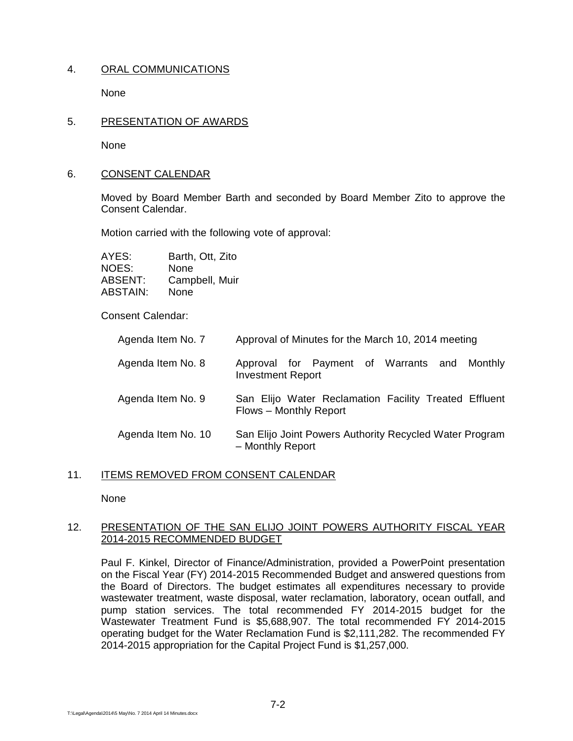4. ORAL COMMUNICATIONS

None

5. PRESENTATION OF AWARDS

None

6. CONSENT CALENDAR

Moved by Board Member Barth and seconded by Board Member Zito to approve the Consent Calendar.

Motion carried with the following vote of approval:

| | |
|---|---|
| AYES: | Barth, Ott, Zito |
| NOES: | None |
| ABSENT: | Campbell, Muir |
| ABSTAIN: | None |

Consent Calendar:

| | |
|---|---|
| Agenda Item No. 7 | Approval of Minutes for the March 10, 2014 meeting |
| Agenda Item No. 8 | Approval for Payment of Warrants and Monthly Investment Report |
| Agenda Item No. 9 | San Elijo Water Reclamation Facility Treated Effluent Flows – Monthly Report |
| Agenda Item No. 10 | San Elijo Joint Powers Authority Recycled Water Program – Monthly Report |

11. ITEMS REMOVED FROM CONSENT CALENDAR

None

12. PRESENTATION OF THE SAN ELIJO JOINT POWERS AUTHORITY FISCAL YEAR 2014-2015 RECOMMENDED BUDGET

Paul F. Kinkel, Director of Finance/Administration, provided a PowerPoint presentation on the Fiscal Year (FY) 2014-2015 Recommended Budget and answered questions from the Board of Directors. The budget estimates all expenditures necessary to provide wastewater treatment, waste disposal, water reclamation, laboratory, ocean outfall, and pump station services. The total recommended FY 2014-2015 budget for the Wastewater Treatment Fund is $5,688,907. The total recommended FY 2014-2015 operating budget for the Water Reclamation Fund is $2,111,282. The recommended FY 2014-2015 appropriation for the Capital Project Fund is $1,257,000.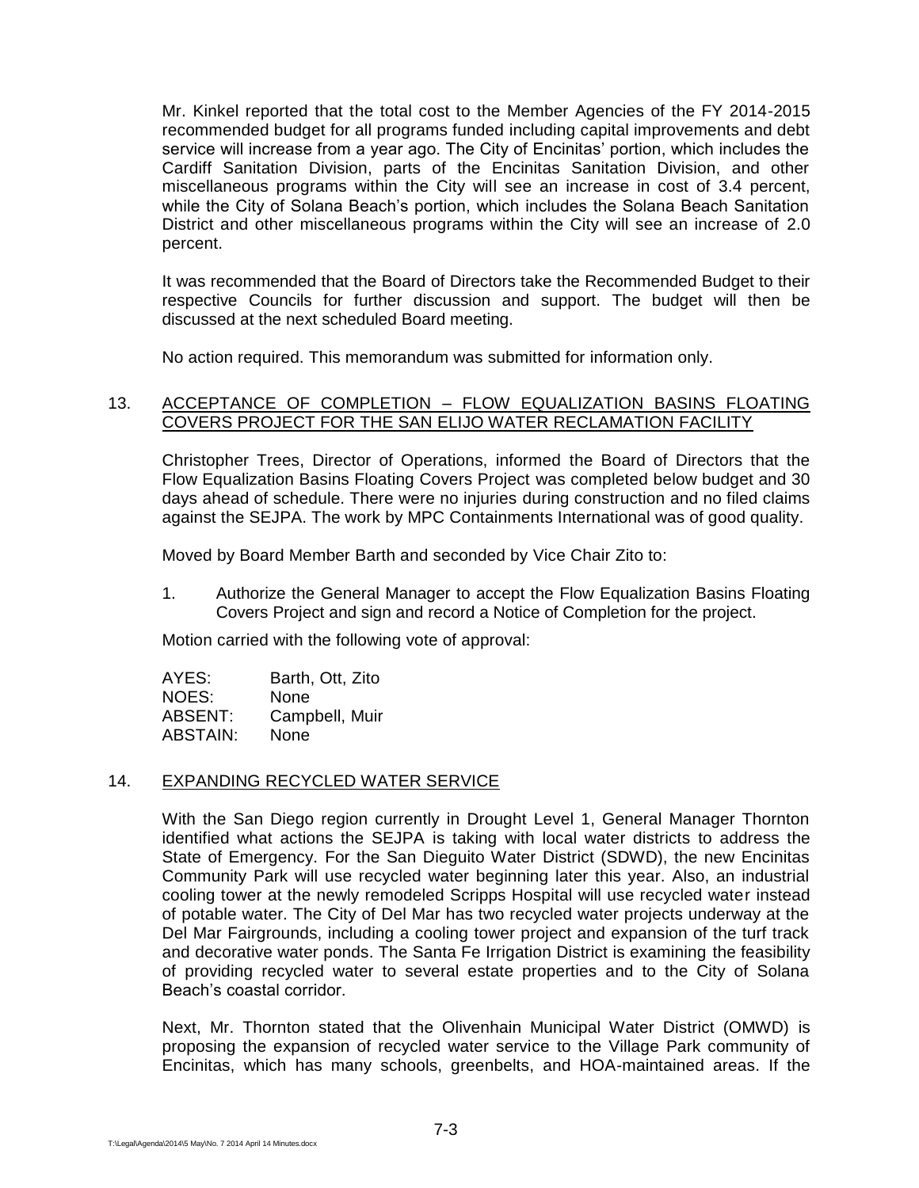Mr. Kinkel reported that the total cost to the Member Agencies of the FY 2014-2015 recommended budget for all programs funded including capital improvements and debt service will increase from a year ago. The City of Encinitas' portion, which includes the Cardiff Sanitation Division, parts of the Encinitas Sanitation Division, and other miscellaneous programs within the City will see an increase in cost of 3.4 percent, while the City of Solana Beach's portion, which includes the Solana Beach Sanitation District and other miscellaneous programs within the City will see an increase of 2.0 percent.

It was recommended that the Board of Directors take the Recommended Budget to their respective Councils for further discussion and support. The budget will then be discussed at the next scheduled Board meeting.

No action required. This memorandum was submitted for information only.

13. ACCEPTANCE OF COMPLETION – FLOW EQUALIZATION BASINS FLOATING COVERS PROJECT FOR THE SAN ELIJO WATER RECLAMATION FACILITY

Christopher Trees, Director of Operations, informed the Board of Directors that the Flow Equalization Basins Floating Covers Project was completed below budget and 30 days ahead of schedule. There were no injuries during construction and no filed claims against the SEJPA. The work by MPC Containments International was of good quality.

Moved by Board Member Barth and seconded by Vice Chair Zito to:

1. Authorize the General Manager to accept the Flow Equalization Basins Floating Covers Project and sign and record a Notice of Completion for the project.

Motion carried with the following vote of approval:

AYES: Barth, Ott, Zito
NOES: None
ABSENT: Campbell, Muir
ABSTAIN: None

14. EXPANDING RECYCLED WATER SERVICE

With the San Diego region currently in Drought Level 1, General Manager Thornton identified what actions the SEJPA is taking with local water districts to address the State of Emergency. For the San Dieguito Water District (SDWD), the new Encinitas Community Park will use recycled water beginning later this year. Also, an industrial cooling tower at the newly remodeled Scripps Hospital will use recycled water instead of potable water. The City of Del Mar has two recycled water projects underway at the Del Mar Fairgrounds, including a cooling tower project and expansion of the turf track and decorative water ponds. The Santa Fe Irrigation District is examining the feasibility of providing recycled water to several estate properties and to the City of Solana Beach's coastal corridor.

Next, Mr. Thornton stated that the Olivenhain Municipal Water District (OMWD) is proposing the expansion of recycled water service to the Village Park community of Encinitas, which has many schools, greenbelts, and HOA-maintained areas. If the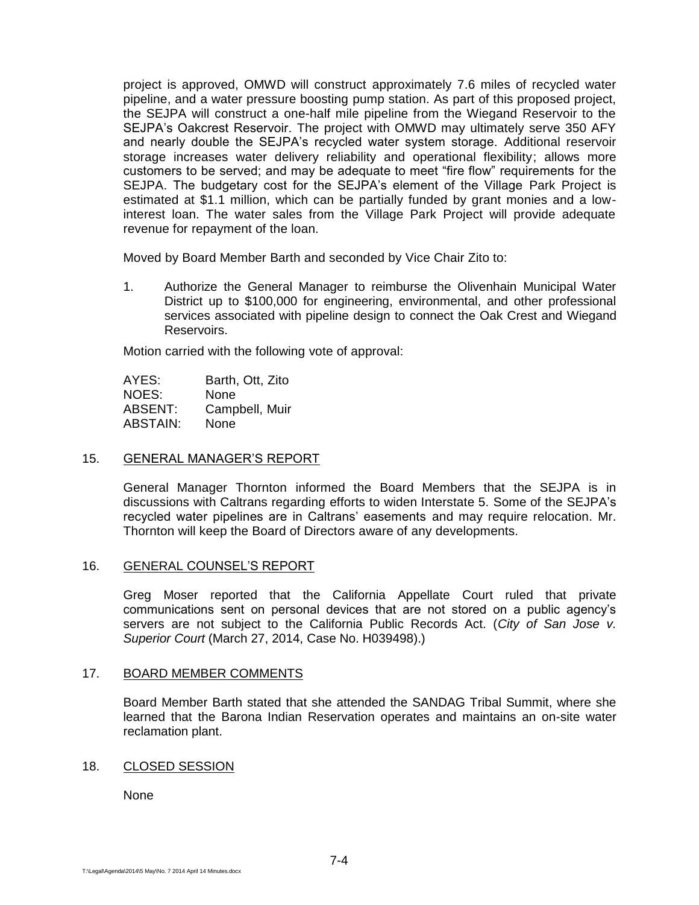project is approved, OMWD will construct approximately 7.6 miles of recycled water pipeline, and a water pressure boosting pump station. As part of this proposed project, the SEJPA will construct a one-half mile pipeline from the Wiegand Reservoir to the SEJPA's Oakcrest Reservoir. The project with OMWD may ultimately serve 350 AFY and nearly double the SEJPA's recycled water system storage. Additional reservoir storage increases water delivery reliability and operational flexibility; allows more customers to be served; and may be adequate to meet "fire flow" requirements for the SEJPA. The budgetary cost for the SEJPA's element of the Village Park Project is estimated at $1.1 million, which can be partially funded by grant monies and a low-interest loan. The water sales from the Village Park Project will provide adequate revenue for repayment of the loan.

Moved by Board Member Barth and seconded by Vice Chair Zito to:

1. Authorize the General Manager to reimburse the Olivenhain Municipal Water District up to $100,000 for engineering, environmental, and other professional services associated with pipeline design to connect the Oak Crest and Wiegand Reservoirs.

Motion carried with the following vote of approval:

| | |
|---|---|
| AYES: | Barth, Ott, Zito |
| NOES: | None |
| ABSENT: | Campbell, Muir |
| ABSTAIN: | None |

## 15. GENERAL MANAGER'S REPORT

General Manager Thornton informed the Board Members that the SEJPA is in discussions with Caltrans regarding efforts to widen Interstate 5. Some of the SEJPA's recycled water pipelines are in Caltrans' easements and may require relocation. Mr. Thornton will keep the Board of Directors aware of any developments.

## 16. GENERAL COUNSEL'S REPORT

Greg Moser reported that the California Appellate Court ruled that private communications sent on personal devices that are not stored on a public agency's servers are not subject to the California Public Records Act. (*City of San Jose v. Superior Court* (March 27, 2014, Case No. H039498).)

## 17. BOARD MEMBER COMMENTS

Board Member Barth stated that she attended the SANDAG Tribal Summit, where she learned that the Barona Indian Reservation operates and maintains an on-site water reclamation plant.

## 18. CLOSED SESSION

None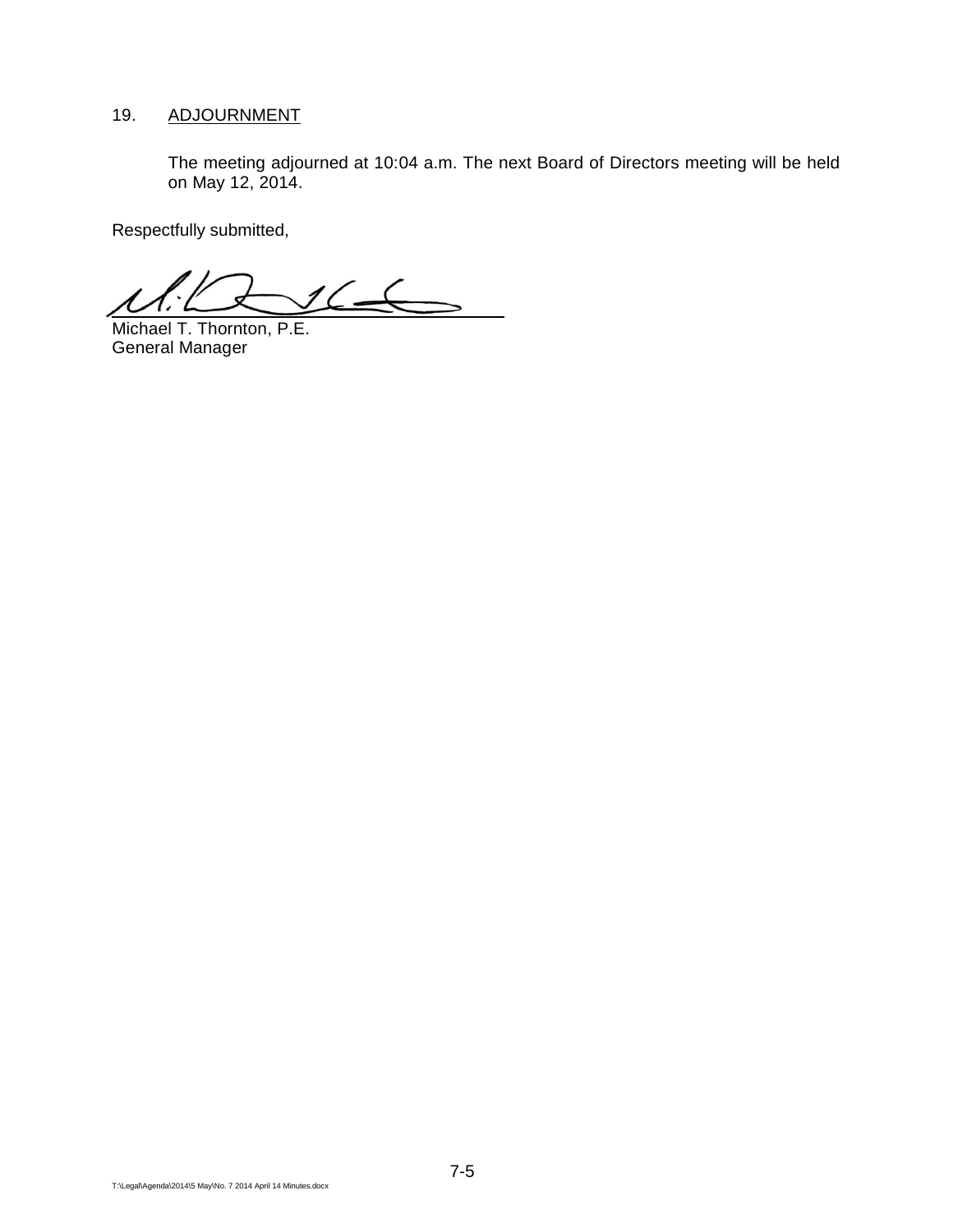19. ADJOURNMENT

The meeting adjourned at 10:04 a.m. The next Board of Directors meeting will be held on May 12, 2014.

Respectfully submitted,

Michael T. Thornton, P.E.
General Manager

T:\Legal\Agenda\2014\5 May\No. 7 2014 April 14 Minutes.docx